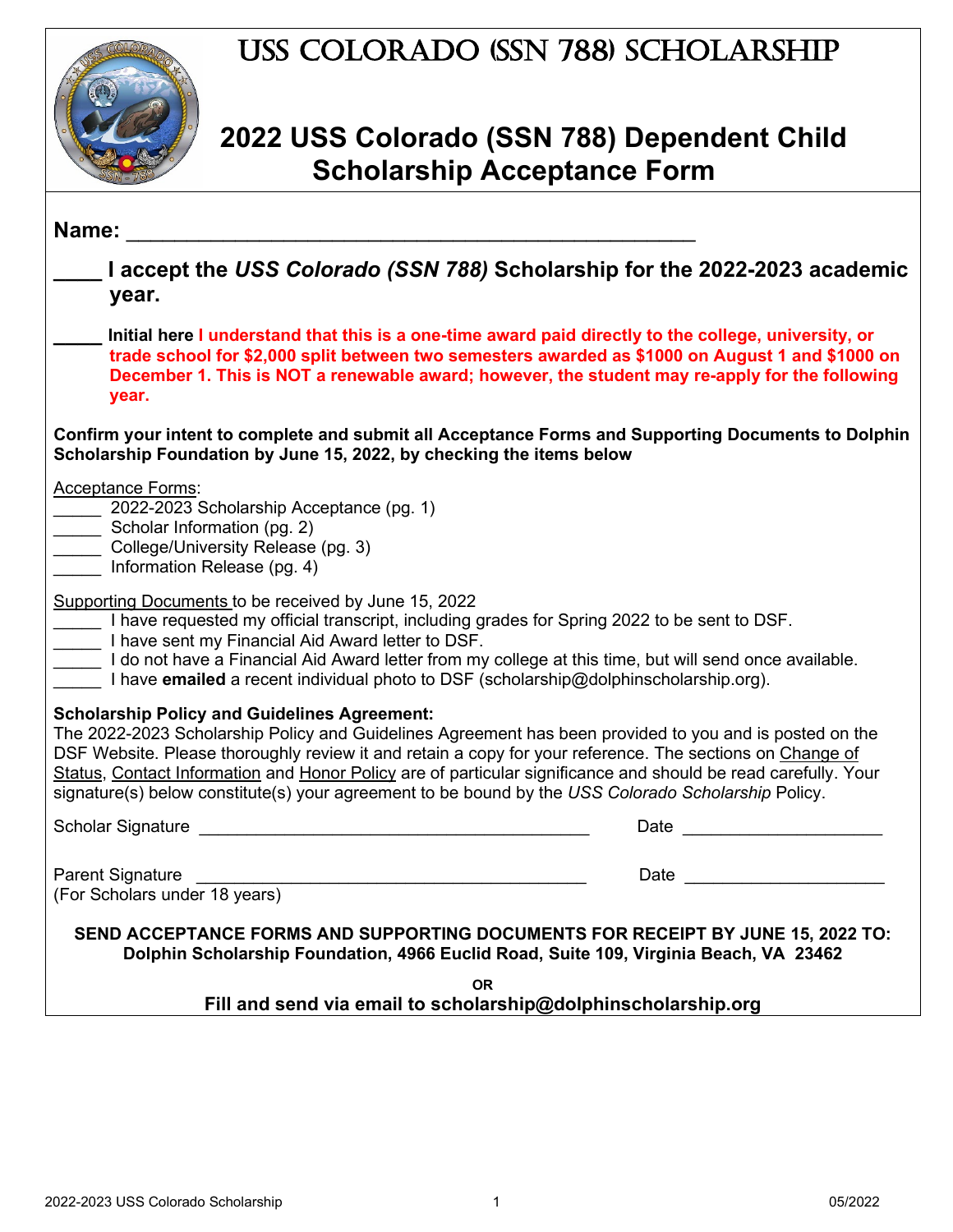# USS COLORADO (SSN 788) SCHOLARSHIP

## 2022 USS Colorado (SSN 788) Dependent Child Scholarship Acceptance Form

**Name: ___________________________________________**

**____ I accept the *USS Colorado (SSN 788)* Scholarship for the 2022-2023 academic year.**

**_____ Initial here I understand that this is a one-time award paid directly to the college, university, or trade school for $2,000 split between two semesters awarded as $1000 on August 1 and $1000 on December 1. This is NOT a renewable award; however, the student may re-apply for the following year.**

**Confirm your intent to complete and submit all Acceptance Forms and Supporting Documents to Dolphin Scholarship Foundation by June 15, 2022, by checking the items below**

Acceptance Forms:

_____ 2022-2023 Scholarship Acceptance (pg. 1)
_____ Scholar Information (pg. 2)
_____ College/University Release (pg. 3)
_____ Information Release (pg. 4)

Supporting Documents to be received by June 15, 2022

_____ I have requested my official transcript, including grades for Spring 2022 to be sent to DSF.
_____ I have sent my Financial Aid Award letter to DSF.
_____ I do not have a Financial Aid Award letter from my college at this time, but will send once available.
_____ I have **emailed** a recent individual photo to DSF (scholarship@dolphinscholarship.org).

**Scholarship Policy and Guidelines Agreement:**
The 2022-2023 Scholarship Policy and Guidelines Agreement has been provided to you and is posted on the DSF Website. Please thoroughly review it and retain a copy for your reference. The sections on Change of Status, Contact Information and Honor Policy are of particular significance and should be read carefully. Your signature(s) below constitute(s) your agreement to be bound by the *USS Colorado Scholarship* Policy.

Scholar Signature ________________________________________ Date ____________________

Parent Signature ________________________________________ Date ____________________
(For Scholars under 18 years)

**SEND ACCEPTANCE FORMS AND SUPPORTING DOCUMENTS FOR RECEIPT BY JUNE 15, 2022 TO:**
**Dolphin Scholarship Foundation, 4966 Euclid Road, Suite 109, Virginia Beach, VA 23462**

**OR**

**Fill and send via email to scholarship@dolphinscholarship.org**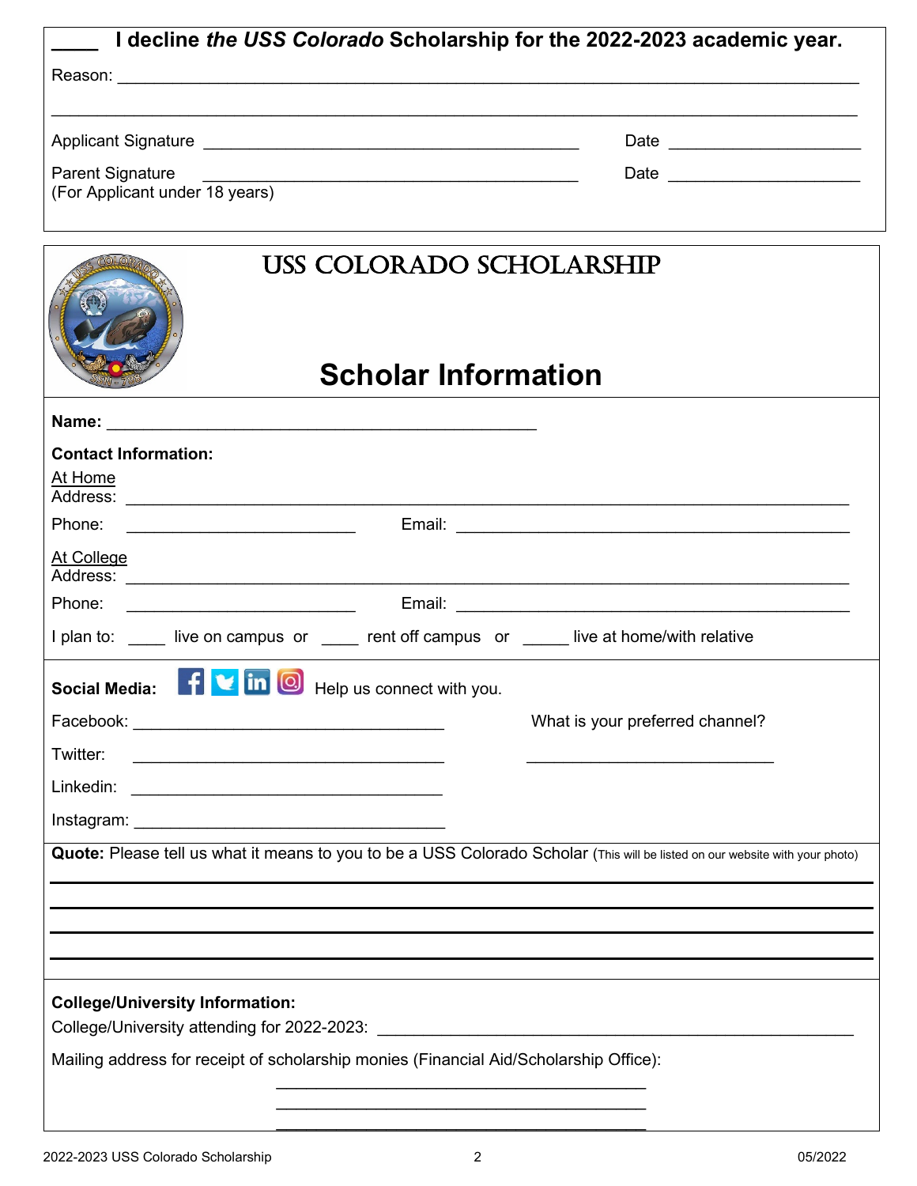____ **I decline *the USS Colorado* Scholarship for the 2022-2023 academic year.**

Reason: ______________________________________________________________________________

______________________________________________________________________________________

Applicant Signature ________________________________________ Date ____________________

Parent Signature ________________________________________ Date ____________________
(For Applicant under 18 years)

# USS COLORADO SCHOLARSHIP

## Scholar Information

**Name:** ____________________________________________

**Contact Information:**

At Home
Address: ______________________________________________________________________

Phone: ________________________ Email: ________________________________________

At College
Address: ______________________________________________________________________

Phone: ________________________ Email: ________________________________________

I plan to: ____ live on campus or ____ rent off campus or _____ live at home/with relative

**Social Media:** Help us connect with you.

Facebook: ________________________________ What is your preferred channel?

Twitter: ________________________________ ___________________________

Linkedin: ________________________________

Instagram: ________________________________

**Quote:** Please tell us what it means to you to be a USS Colorado Scholar (This will be listed on our website with your photo)

______________________________________________________________________________________

______________________________________________________________________________________

______________________________________________________________________________________

______________________________________________________________________________________

**College/University Information:**

College/University attending for 2022-2023: ____________________________________________

Mailing address for receipt of scholarship monies (Financial Aid/Scholarship Office):

________________________________________

________________________________________

________________________________________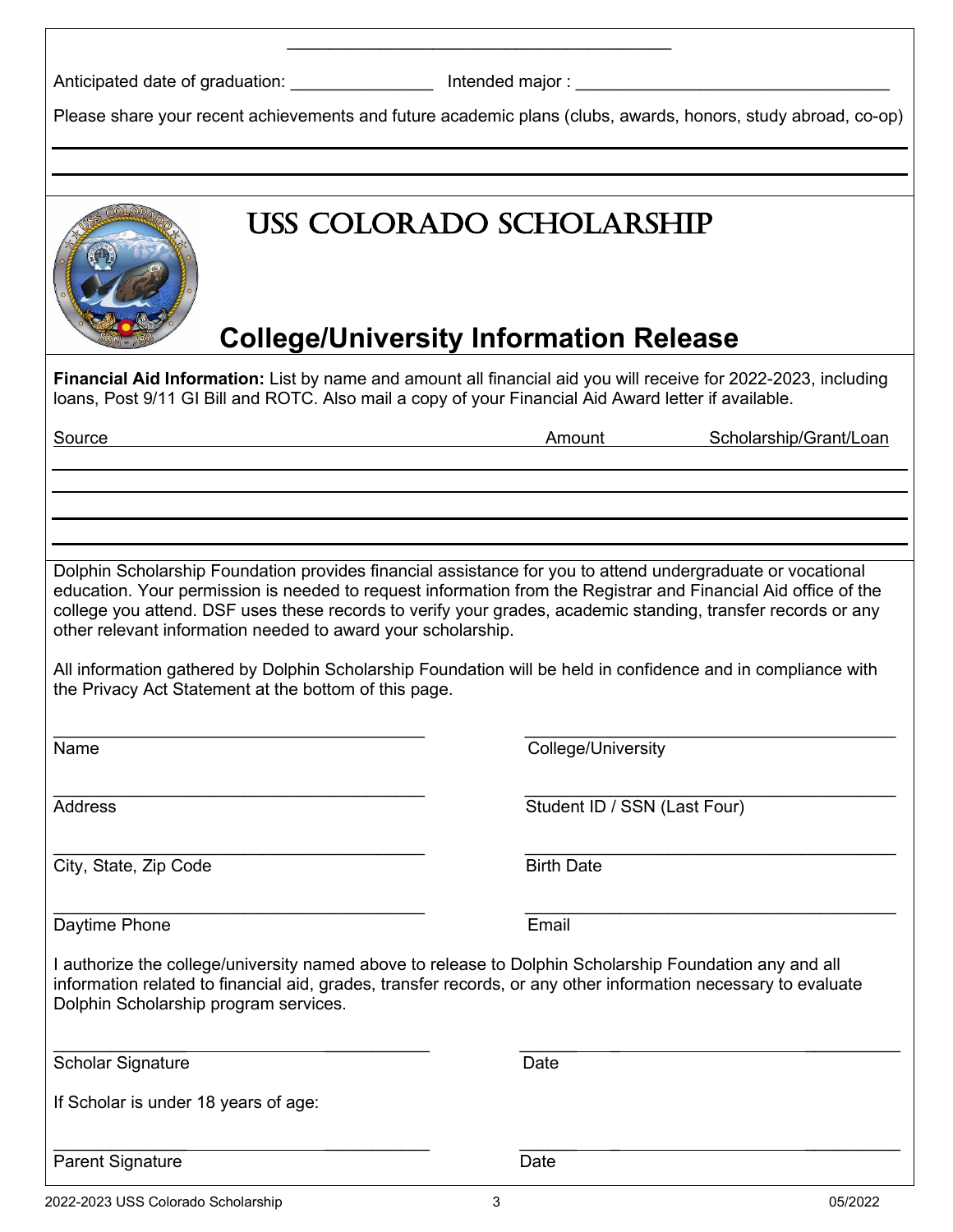Anticipated date of graduation: _______________ Intended major : ________________________________

Please share your recent achievements and future academic plans (clubs, awards, honors, study abroad, co-op)

# USS COLORADO SCHOLARSHIP

## College/University Information Release

**Financial Aid Information:** List by name and amount all financial aid you will receive for 2022-2023, including loans, Post 9/11 GI Bill and ROTC. Also mail a copy of your Financial Aid Award letter if available.

| Source | Amount | Scholarship/Grant/Loan |
|---|---|---|
| | | |
| | | |
| | | |
| | | |

Dolphin Scholarship Foundation provides financial assistance for you to attend undergraduate or vocational education. Your permission is needed to request information from the Registrar and Financial Aid office of the college you attend. DSF uses these records to verify your grades, academic standing, transfer records or any other relevant information needed to award your scholarship.

All information gathered by Dolphin Scholarship Foundation will be held in confidence and in compliance with the Privacy Act Statement at the bottom of this page.

Name ________________________________________

College/University ________________________________________

Address ________________________________________

Student ID / SSN (Last Four) ________________________________________

City, State, Zip Code ________________________________________

Birth Date ________________________________________

Daytime Phone ________________________________________

Email ________________________________________

I authorize the college/university named above to release to Dolphin Scholarship Foundation any and all information related to financial aid, grades, transfer records, or any other information necessary to evaluate Dolphin Scholarship program services.

Scholar Signature ________________________________________

Date ________________________________________

If Scholar is under 18 years of age:

Parent Signature ________________________________________

Date ________________________________________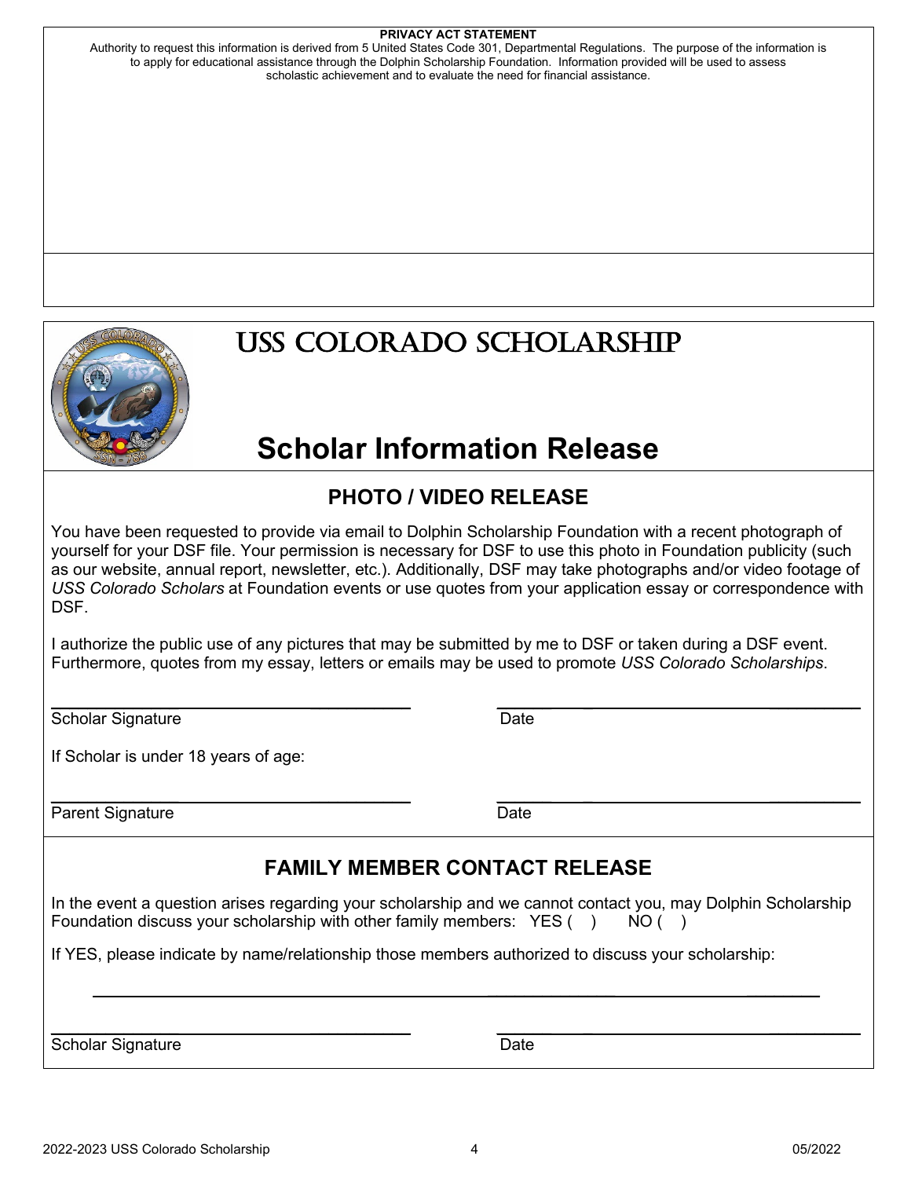**PRIVACY ACT STATEMENT**

Authority to request this information is derived from 5 United States Code 301, Departmental Regulations. The purpose of the information is to apply for educational assistance through the Dolphin Scholarship Foundation. Information provided will be used to assess scholastic achievement and to evaluate the need for financial assistance.

# USS COLORADO SCHOLARSHIP

# Scholar Information Release

## PHOTO / VIDEO RELEASE

You have been requested to provide via email to Dolphin Scholarship Foundation with a recent photograph of yourself for your DSF file. Your permission is necessary for DSF to use this photo in Foundation publicity (such as our website, annual report, newsletter, etc.). Additionally, DSF may take photographs and/or video footage of *USS Colorado Scholars* at Foundation events or use quotes from your application essay or correspondence with DSF.

I authorize the public use of any pictures that may be submitted by me to DSF or taken during a DSF event. Furthermore, quotes from my essay, letters or emails may be used to promote *USS Colorado Scholarships*.

Scholar Signature ____________________ Date ____________________

If Scholar is under 18 years of age:

Parent Signature ____________________ Date ____________________

## FAMILY MEMBER CONTACT RELEASE

In the event a question arises regarding your scholarship and we cannot contact you, may Dolphin Scholarship Foundation discuss your scholarship with other family members: YES ( ) NO ( )

If YES, please indicate by name/relationship those members authorized to discuss your scholarship:

______________________________________________________________

Scholar Signature ____________________ Date ____________________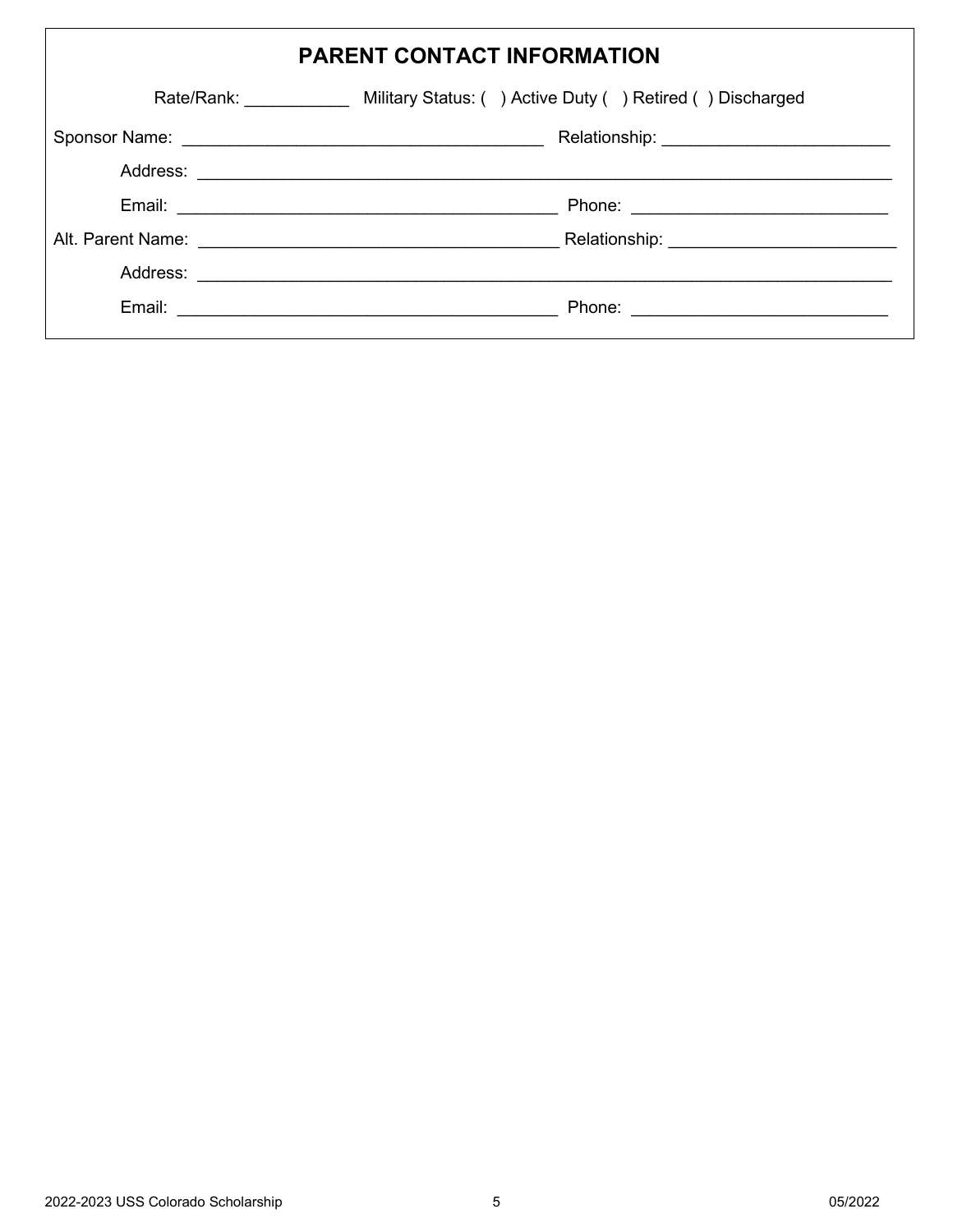## PARENT CONTACT INFORMATION

Rate/Rank: ___________ Military Status: ( ) Active Duty ( ) Retired ( ) Discharged

Sponsor Name: ______________________________________ Relationship: ________________________

Address: __________________________________________________________________________

Email: ________________________________________ Phone: ___________________________

Alt. Parent Name: _____________________________________ Relationship: ________________________

Address: __________________________________________________________________________

Email: ________________________________________ Phone: ___________________________